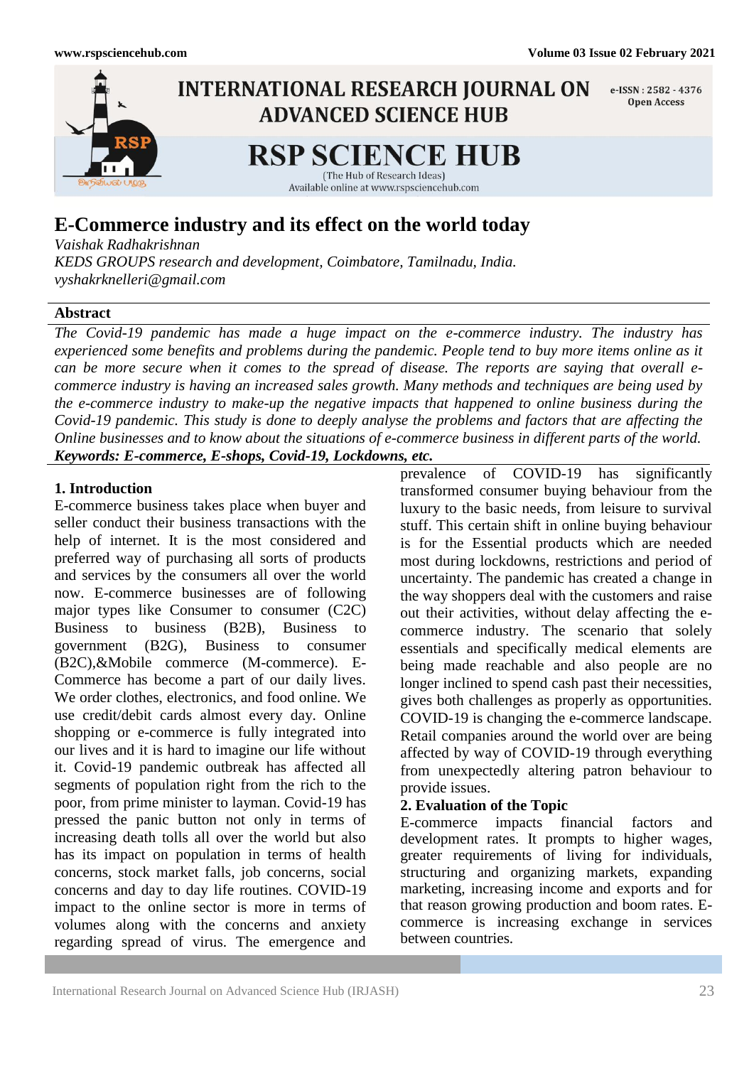# E-Commerce industry and its effect on the world today

*Vaishak Radhakrishnan*
*KEDS GROUPS research and development, Coimbatore, Tamilnadu, India.*
*vyshakrknelleri@gmail.com*

## Abstract

*The Covid-19 pandemic has made a huge impact on the e-commerce industry. The industry has experienced some benefits and problems during the pandemic. People tend to buy more items online as it can be more secure when it comes to the spread of disease. The reports are saying that overall e-commerce industry is having an increased sales growth. Many methods and techniques are being used by the e-commerce industry to make-up the negative impacts that happened to online business during the Covid-19 pandemic. This study is done to deeply analyse the problems and factors that are affecting the Online businesses and to know about the situations of e-commerce business in different parts of the world.*

***Keywords: E-commerce, E-shops, Covid-19, Lockdowns, etc.***

## 1. Introduction

E-commerce business takes place when buyer and seller conduct their business transactions with the help of internet. It is the most considered and preferred way of purchasing all sorts of products and services by the consumers all over the world now. E-commerce businesses are of following major types like Consumer to consumer (C2C) Business to business (B2B), Business to government (B2G), Business to consumer (B2C),&Mobile commerce (M-commerce). E-Commerce has become a part of our daily lives. We order clothes, electronics, and food online. We use credit/debit cards almost every day. Online shopping or e-commerce is fully integrated into our lives and it is hard to imagine our life without it. Covid-19 pandemic outbreak has affected all segments of population right from the rich to the poor, from prime minister to layman. Covid-19 has pressed the panic button not only in terms of increasing death tolls all over the world but also has its impact on population in terms of health concerns, stock market falls, job concerns, social concerns and day to day life routines. COVID-19 impact to the online sector is more in terms of volumes along with the concerns and anxiety regarding spread of virus. The emergence and prevalence of COVID-19 has significantly transformed consumer buying behaviour from the luxury to the basic needs, from leisure to survival stuff. This certain shift in online buying behaviour is for the Essential products which are needed most during lockdowns, restrictions and period of uncertainty. The pandemic has created a change in the way shoppers deal with the customers and raise out their activities, without delay affecting the e-commerce industry. The scenario that solely essentials and specifically medical elements are being made reachable and also people are no longer inclined to spend cash past their necessities, gives both challenges as properly as opportunities. COVID-19 is changing the e-commerce landscape. Retail companies around the world over are being affected by way of COVID-19 through everything from unexpectedly altering patron behaviour to provide issues.

## 2. Evaluation of the Topic

E-commerce impacts financial factors and development rates. It prompts to higher wages, greater requirements of living for individuals, structuring and organizing markets, expanding marketing, increasing income and exports and for that reason growing production and boom rates. E-commerce is increasing exchange in services between countries.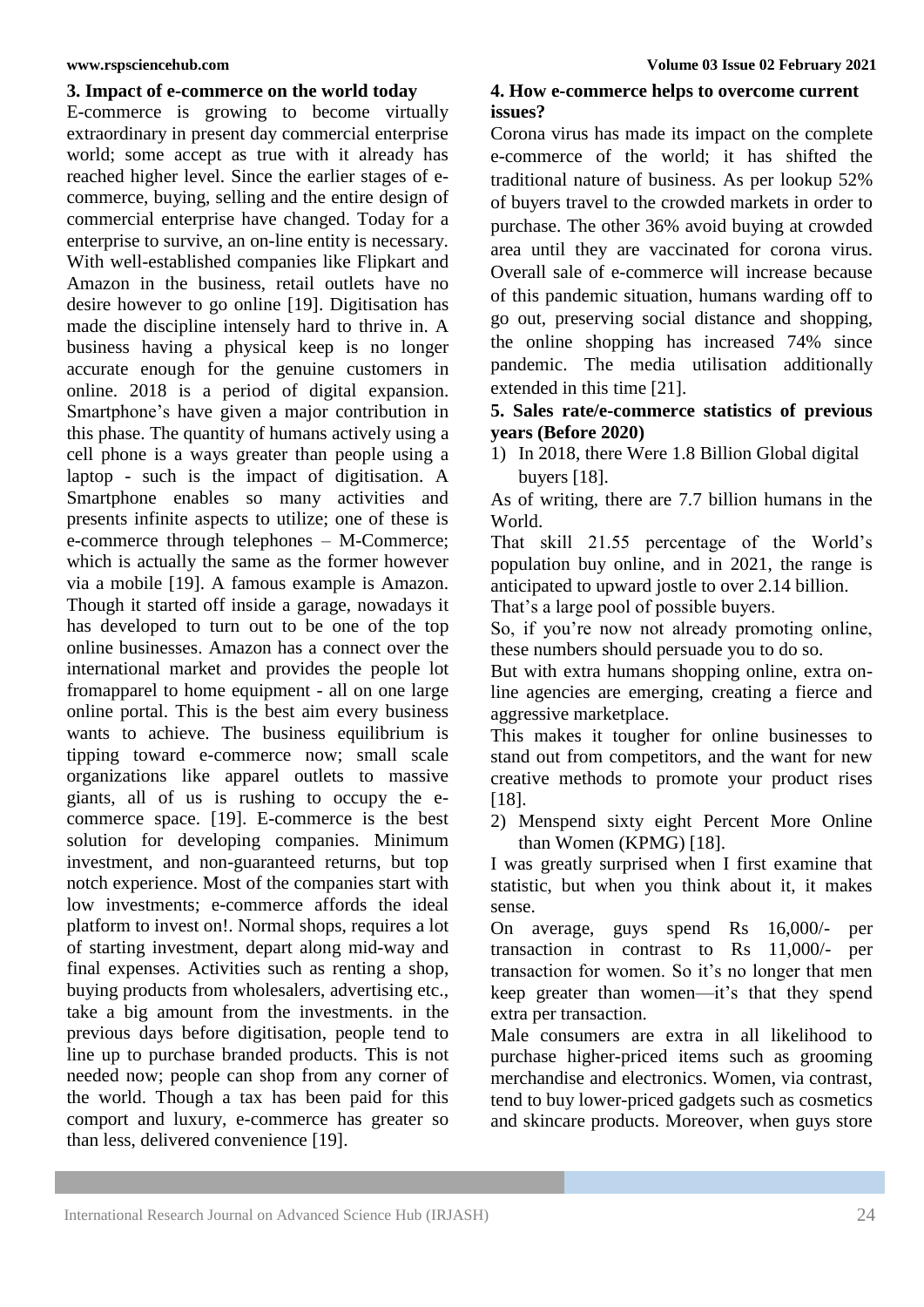## 3. Impact of e-commerce on the world today

E-commerce is growing to become virtually extraordinary in present day commercial enterprise world; some accept as true with it already has reached higher level. Since the earlier stages of e-commerce, buying, selling and the entire design of commercial enterprise have changed. Today for a enterprise to survive, an on-line entity is necessary. With well-established companies like Flipkart and Amazon in the business, retail outlets have no desire however to go online [19]. Digitisation has made the discipline intensely hard to thrive in. A business having a physical keep is no longer accurate enough for the genuine customers in online. 2018 is a period of digital expansion. Smartphone's have given a major contribution in this phase. The quantity of humans actively using a cell phone is a ways greater than people using a laptop - such is the impact of digitisation. A Smartphone enables so many activities and presents infinite aspects to utilize; one of these is e-commerce through telephones – M-Commerce; which is actually the same as the former however via a mobile [19]. A famous example is Amazon. Though it started off inside a garage, nowadays it has developed to turn out to be one of the top online businesses. Amazon has a connect over the international market and provides the people lot fromapparel to home equipment - all on one large online portal. This is the best aim every business wants to achieve. The business equilibrium is tipping toward e-commerce now; small scale organizations like apparel outlets to massive giants, all of us is rushing to occupy the e-commerce space. [19]. E-commerce is the best solution for developing companies. Minimum investment, and non-guaranteed returns, but top notch experience. Most of the companies start with low investments; e-commerce affords the ideal platform to invest on!. Normal shops, requires a lot of starting investment, depart along mid-way and final expenses. Activities such as renting a shop, buying products from wholesalers, advertising etc., take a big amount from the investments. in the previous days before digitisation, people tend to line up to purchase branded products. This is not needed now; people can shop from any corner of the world. Though a tax has been paid for this comport and luxury, e-commerce has greater so than less, delivered convenience [19].

## 4. How e-commerce helps to overcome current issues?

Corona virus has made its impact on the complete e-commerce of the world; it has shifted the traditional nature of business. As per lookup 52% of buyers travel to the crowded markets in order to purchase. The other 36% avoid buying at crowded area until they are vaccinated for corona virus. Overall sale of e-commerce will increase because of this pandemic situation, humans warding off to go out, preserving social distance and shopping, the online shopping has increased 74% since pandemic. The media utilisation additionally extended in this time [21].

## 5. Sales rate/e-commerce statistics of previous years (Before 2020)

1) In 2018, there Were 1.8 Billion Global digital buyers [18].

As of writing, there are 7.7 billion humans in the World.

That skill 21.55 percentage of the World's population buy online, and in 2021, the range is anticipated to upward jostle to over 2.14 billion.

That's a large pool of possible buyers.

So, if you're now not already promoting online, these numbers should persuade you to do so.

But with extra humans shopping online, extra on-line agencies are emerging, creating a fierce and aggressive marketplace.

This makes it tougher for online businesses to stand out from competitors, and the want for new creative methods to promote your product rises [18].

2) Menspend sixty eight Percent More Online than Women (KPMG) [18].

I was greatly surprised when I first examine that statistic, but when you think about it, it makes sense.

On average, guys spend Rs 16,000/- per transaction in contrast to Rs 11,000/- per transaction for women. So it's no longer that men keep greater than women—it's that they spend extra per transaction.

Male consumers are extra in all likelihood to purchase higher-priced items such as grooming merchandise and electronics. Women, via contrast, tend to buy lower-priced gadgets such as cosmetics and skincare products. Moreover, when guys store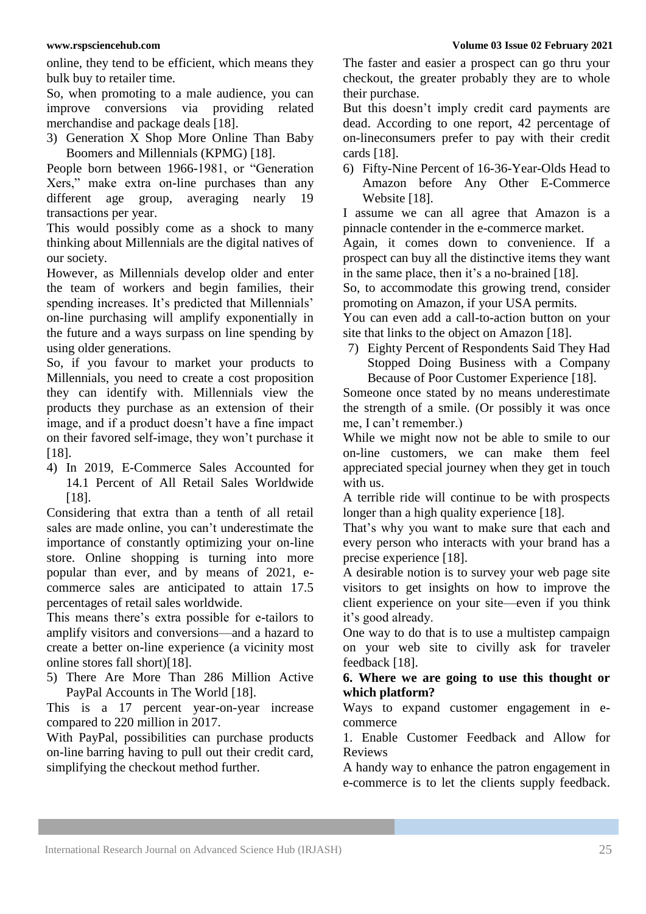online, they tend to be efficient, which means they bulk buy to retailer time.

So, when promoting to a male audience, you can improve conversions via providing related merchandise and package deals [18].

3) Generation X Shop More Online Than Baby Boomers and Millennials (KPMG) [18].

People born between 1966-1981, or "Generation Xers," make extra on-line purchases than any different age group, averaging nearly 19 transactions per year.

This would possibly come as a shock to many thinking about Millennials are the digital natives of our society.

However, as Millennials develop older and enter the team of workers and begin families, their spending increases. It's predicted that Millennials' on-line purchasing will amplify exponentially in the future and a ways surpass on line spending by using older generations.

So, if you favour to market your products to Millennials, you need to create a cost proposition they can identify with. Millennials view the products they purchase as an extension of their image, and if a product doesn't have a fine impact on their favored self-image, they won't purchase it [18].

4) In 2019, E-Commerce Sales Accounted for 14.1 Percent of All Retail Sales Worldwide [18].

Considering that extra than a tenth of all retail sales are made online, you can't underestimate the importance of constantly optimizing your on-line store. Online shopping is turning into more popular than ever, and by means of 2021, e-commerce sales are anticipated to attain 17.5 percentages of retail sales worldwide.

This means there's extra possible for e-tailors to amplify visitors and conversions—and a hazard to create a better on-line experience (a vicinity most online stores fall short)[18].

5) There Are More Than 286 Million Active PayPal Accounts in The World [18].

This is a 17 percent year-on-year increase compared to 220 million in 2017.

With PayPal, possibilities can purchase products on-line barring having to pull out their credit card, simplifying the checkout method further.

The faster and easier a prospect can go thru your checkout, the greater probably they are to whole their purchase.

But this doesn't imply credit card payments are dead. According to one report, 42 percentage of on-lineconsumers prefer to pay with their credit cards [18].

6) Fifty-Nine Percent of 16-36-Year-Olds Head to Amazon before Any Other E-Commerce Website [18].

I assume we can all agree that Amazon is a pinnacle contender in the e-commerce market.

Again, it comes down to convenience. If a prospect can buy all the distinctive items they want in the same place, then it's a no-brained [18].

So, to accommodate this growing trend, consider promoting on Amazon, if your USA permits.

You can even add a call-to-action button on your site that links to the object on Amazon [18].

7) Eighty Percent of Respondents Said They Had Stopped Doing Business with a Company Because of Poor Customer Experience [18].

Someone once stated by no means underestimate the strength of a smile. (Or possibly it was once me, I can't remember.)

While we might now not be able to smile to our on-line customers, we can make them feel appreciated special journey when they get in touch with us.

A terrible ride will continue to be with prospects longer than a high quality experience [18].

That's why you want to make sure that each and every person who interacts with your brand has a precise experience [18].

A desirable notion is to survey your web page site visitors to get insights on how to improve the client experience on your site—even if you think it's good already.

One way to do that is to use a multistep campaign on your web site to civilly ask for traveler feedback [18].

**6. Where we are going to use this thought or which platform?**

Ways to expand customer engagement in e-commerce

1. Enable Customer Feedback and Allow for Reviews

A handy way to enhance the patron engagement in e-commerce is to let the clients supply feedback.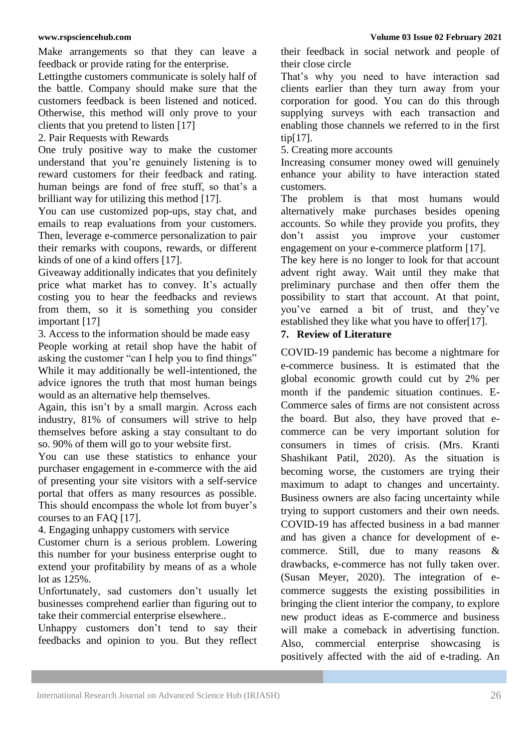Make arrangements so that they can leave a feedback or provide rating for the enterprise.

Lettingthe customers communicate is solely half of the battle. Company should make sure that the customers feedback is been listened and noticed. Otherwise, this method will only prove to your clients that you pretend to listen [17]

2. Pair Requests with Rewards

One truly positive way to make the customer understand that you're genuinely listening is to reward customers for their feedback and rating. human beings are fond of free stuff, so that's a brilliant way for utilizing this method [17].

You can use customized pop-ups, stay chat, and emails to reap evaluations from your customers. Then, leverage e-commerce personalization to pair their remarks with coupons, rewards, or different kinds of one of a kind offers [17].

Giveaway additionally indicates that you definitely price what market has to convey. It's actually costing you to hear the feedbacks and reviews from them, so it is something you consider important [17]

3. Access to the information should be made easy

People working at retail shop have the habit of asking the customer "can I help you to find things" While it may additionally be well-intentioned, the advice ignores the truth that most human beings would as an alternative help themselves.

Again, this isn't by a small margin. Across each industry, 81% of consumers will strive to help themselves before asking a stay consultant to do so. 90% of them will go to your website first.

You can use these statistics to enhance your purchaser engagement in e-commerce with the aid of presenting your site visitors with a self-service portal that offers as many resources as possible. This should encompass the whole lot from buyer's courses to an FAQ [17].

4. Engaging unhappy customers with service

Customer churn is a serious problem. Lowering this number for your business enterprise ought to extend your profitability by means of as a whole lot as 125%.

Unfortunately, sad customers don't usually let businesses comprehend earlier than figuring out to take their commercial enterprise elsewhere..

Unhappy customers don't tend to say their feedbacks and opinion to you. But they reflect their feedback in social network and people of their close circle

That's why you need to have interaction sad clients earlier than they turn away from your corporation for good. You can do this through supplying surveys with each transaction and enabling those channels we referred to in the first tip[17].

5. Creating more accounts

Increasing consumer money owed will genuinely enhance your ability to have interaction stated customers.

The problem is that most humans would alternatively make purchases besides opening accounts. So while they provide you profits, they don't assist you improve your customer engagement on your e-commerce platform [17].

The key here is no longer to look for that account advent right away. Wait until they make that preliminary purchase and then offer them the possibility to start that account. At that point, you've earned a bit of trust, and they've established they like what you have to offer[17].

## 7. Review of Literature

COVID-19 pandemic has become a nightmare for e-commerce business. It is estimated that the global economic growth could cut by 2% per month if the pandemic situation continues. E-Commerce sales of firms are not consistent across the board. But also, they have proved that e-commerce can be very important solution for consumers in times of crisis. (Mrs. Kranti Shashikant Patil, 2020). As the situation is becoming worse, the customers are trying their maximum to adapt to changes and uncertainty. Business owners are also facing uncertainty while trying to support customers and their own needs. COVID-19 has affected business in a bad manner and has given a chance for development of e-commerce. Still, due to many reasons & drawbacks, e-commerce has not fully taken over. (Susan Meyer, 2020). The integration of e-commerce suggests the existing possibilities in bringing the client interior the company, to explore new product ideas as E-commerce and business will make a comeback in advertising function. Also, commercial enterprise showcasing is positively affected with the aid of e-trading. An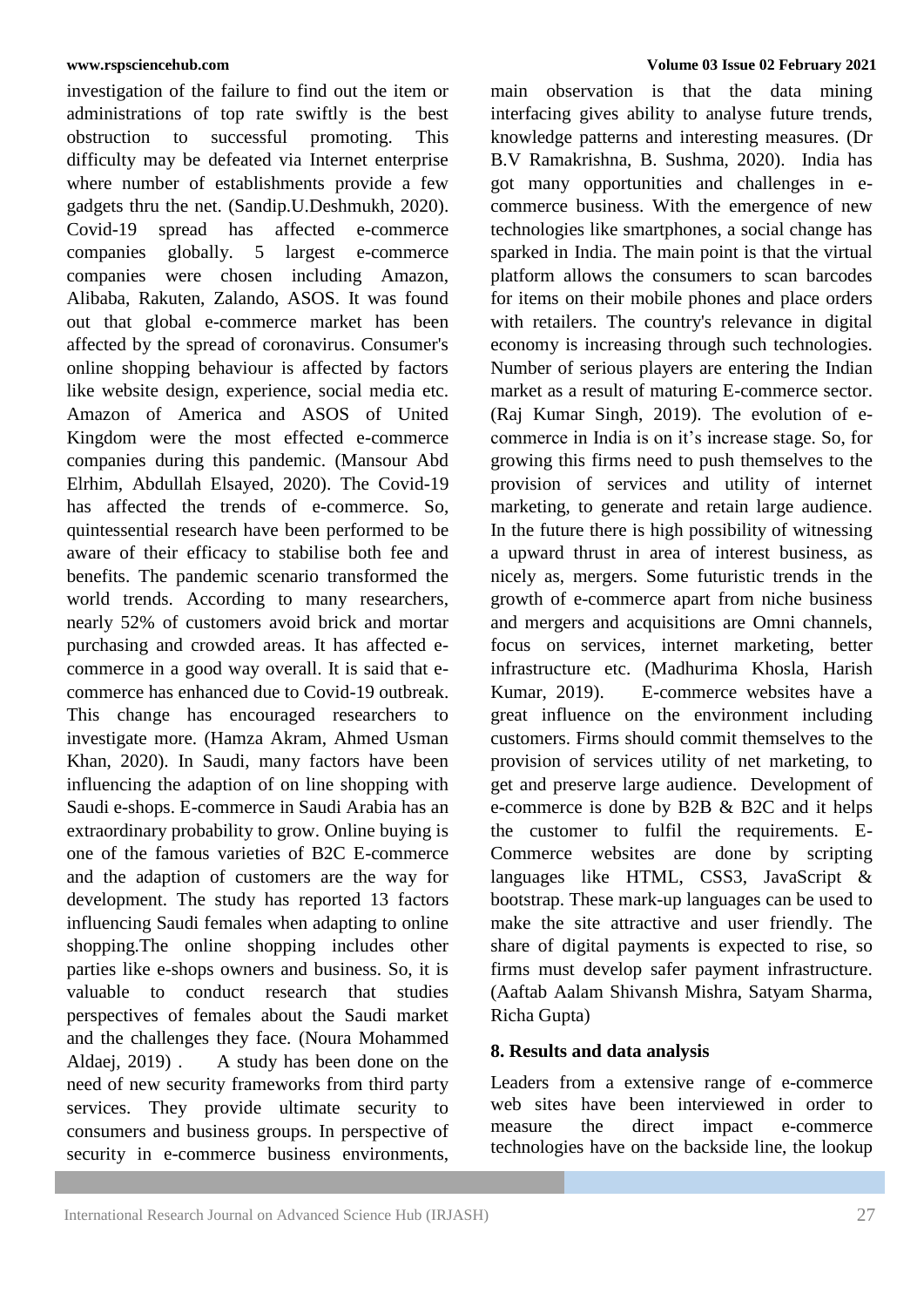investigation of the failure to find out the item or administrations of top rate swiftly is the best obstruction to successful promoting. This difficulty may be defeated via Internet enterprise where number of establishments provide a few gadgets thru the net. (Sandip.U.Deshmukh, 2020). Covid-19 spread has affected e-commerce companies globally. 5 largest e-commerce companies were chosen including Amazon, Alibaba, Rakuten, Zalando, ASOS. It was found out that global e-commerce market has been affected by the spread of coronavirus. Consumer's online shopping behaviour is affected by factors like website design, experience, social media etc. Amazon of America and ASOS of United Kingdom were the most effected e-commerce companies during this pandemic. (Mansour Abd Elrhim, Abdullah Elsayed, 2020). The Covid-19 has affected the trends of e-commerce. So, quintessential research have been performed to be aware of their efficacy to stabilise both fee and benefits. The pandemic scenario transformed the world trends. According to many researchers, nearly 52% of customers avoid brick and mortar purchasing and crowded areas. It has affected e-commerce in a good way overall. It is said that e-commerce has enhanced due to Covid-19 outbreak. This change has encouraged researchers to investigate more. (Hamza Akram, Ahmed Usman Khan, 2020). In Saudi, many factors have been influencing the adaption of on line shopping with Saudi e-shops. E-commerce in Saudi Arabia has an extraordinary probability to grow. Online buying is one of the famous varieties of B2C E-commerce and the adaption of customers are the way for development. The study has reported 13 factors influencing Saudi females when adapting to online shopping.The online shopping includes other parties like e-shops owners and business. So, it is valuable to conduct research that studies perspectives of females about the Saudi market and the challenges they face. (Noura Mohammed Aldaej, 2019) . A study has been done on the need of new security frameworks from third party services. They provide ultimate security to consumers and business groups. In perspective of security in e-commerce business environments, main observation is that the data mining interfacing gives ability to analyse future trends, knowledge patterns and interesting measures. (Dr B.V Ramakrishna, B. Sushma, 2020). India has got many opportunities and challenges in e-commerce business. With the emergence of new technologies like smartphones, a social change has sparked in India. The main point is that the virtual platform allows the consumers to scan barcodes for items on their mobile phones and place orders with retailers. The country's relevance in digital economy is increasing through such technologies. Number of serious players are entering the Indian market as a result of maturing E-commerce sector. (Raj Kumar Singh, 2019). The evolution of e-commerce in India is on it's increase stage. So, for growing this firms need to push themselves to the provision of services and utility of internet marketing, to generate and retain large audience. In the future there is high possibility of witnessing a upward thrust in area of interest business, as nicely as, mergers. Some futuristic trends in the growth of e-commerce apart from niche business and mergers and acquisitions are Omni channels, focus on services, internet marketing, better infrastructure etc. (Madhurima Khosla, Harish Kumar, 2019). E-commerce websites have a great influence on the environment including customers. Firms should commit themselves to the provision of services utility of net marketing, to get and preserve large audience. Development of e-commerce is done by B2B & B2C and it helps the customer to fulfil the requirements. E-Commerce websites are done by scripting languages like HTML, CSS3, JavaScript & bootstrap. These mark-up languages can be used to make the site attractive and user friendly. The share of digital payments is expected to rise, so firms must develop safer payment infrastructure. (Aaftab Aalam Shivansh Mishra, Satyam Sharma, Richa Gupta)

## 8. Results and data analysis

Leaders from a extensive range of e-commerce web sites have been interviewed in order to measure the direct impact e-commerce technologies have on the backside line, the lookup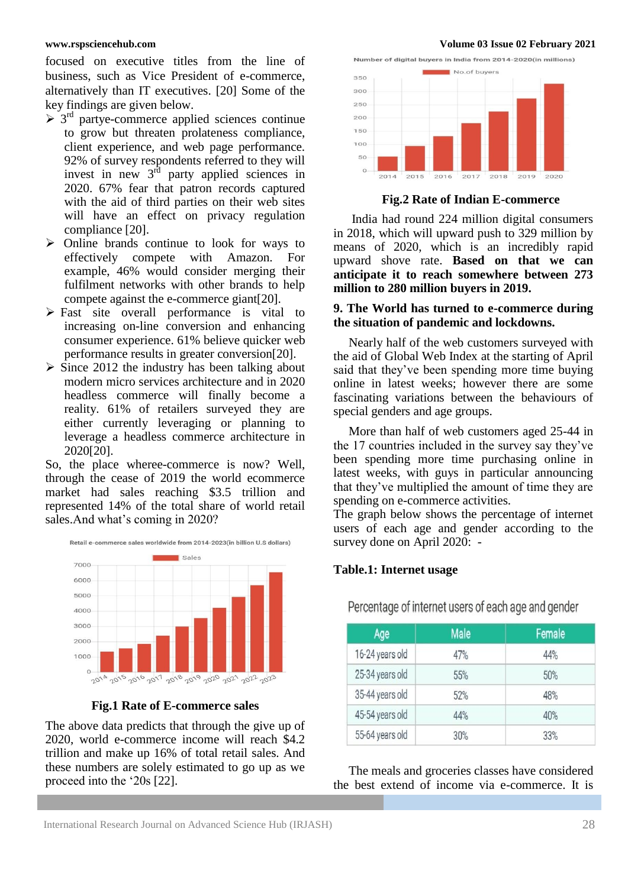focused on executive titles from the line of business, such as Vice President of e-commerce, alternatively than IT executives. [20] Some of the key findings are given below.

- 3rd partye-commerce applied sciences continue to grow but threaten prolateness compliance, client experience, and web page performance. 92% of survey respondents referred to they will invest in new 3rd party applied sciences in 2020. 67% fear that patron records captured with the aid of third parties on their web sites will have an effect on privacy regulation compliance [20].
- Online brands continue to look for ways to effectively compete with Amazon. For example, 46% would consider merging their fulfilment networks with other brands to help compete against the e-commerce giant[20].
- Fast site overall performance is vital to increasing on-line conversion and enhancing consumer experience. 61% believe quicker web performance results in greater conversion[20].
- Since 2012 the industry has been talking about modern micro services architecture and in 2020 headless commerce will finally become a reality. 61% of retailers surveyed they are either currently leveraging or planning to leverage a headless commerce architecture in 2020[20].

So, the place wheree-commerce is now? Well, through the cease of 2019 the world ecommerce market had sales reaching $3.5 trillion and represented 14% of the total share of world retail sales.And what's coming in 2020?

**Fig.1 Rate of E-commerce sales**

The above data predicts that through the give up of 2020, world e-commerce income will reach $4.2 trillion and make up 16% of total retail sales. And these numbers are solely estimated to go up as we proceed into the '20s [22].

**Fig.2 Rate of Indian E-commerce**

India had round 224 million digital consumers in 2018, which will upward push to 329 million by means of 2020, which is an incredibly rapid upward shove rate. **Based on that we can anticipate it to reach somewhere between 273 million to 280 million buyers in 2019.**

## 9. The World has turned to e-commerce during the situation of pandemic and lockdowns.

Nearly half of the web customers surveyed with the aid of Global Web Index at the starting of April said that they've been spending more time buying online in latest weeks; however there are some fascinating variations between the behaviours of special genders and age groups.

More than half of web customers aged 25-44 in the 17 countries included in the survey say they've been spending more time purchasing online in latest weeks, with guys in particular announcing that they've multiplied the amount of time they are spending on e-commerce activities.

The graph below shows the percentage of internet users of each age and gender according to the survey done on April 2020: -

**Table.1: Internet usage**

Percentage of internet users of each age and gender

| Age | Male | Female |
|---|---|---|
| 16-24 years old | 47% | 44% |
| 25-34 years old | 55% | 50% |
| 35-44 years old | 52% | 48% |
| 45-54 years old | 44% | 40% |
| 55-64 years old | 30% | 33% |

The meals and groceries classes have considered the best extend of income via e-commerce. It is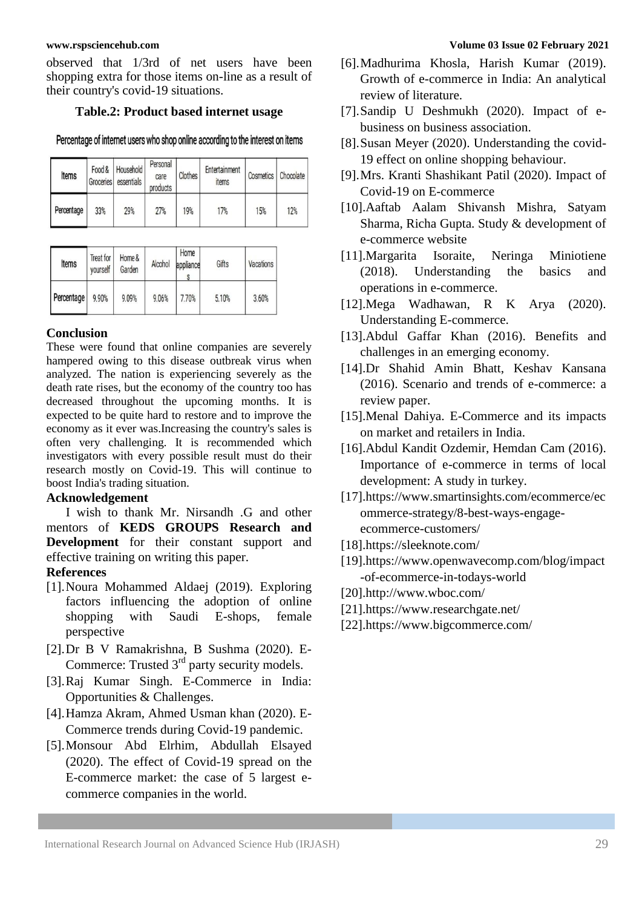observed that 1/3rd of net users have been shopping extra for those items on-line as a result of their country's covid-19 situations.

**Table.2: Product based internet usage**

Percentage of internet users who shop online according to the interest on items

| Items | Food & Groceries | Household essentials | Personal care products | Clothes | Entertainment items | Cosmetics | Chocolate |
|---|---|---|---|---|---|---|---|
| Percentage | 33% | 29% | 27% | 19% | 17% | 15% | 12% |

| Items | Treat for yourself | Home & Garden | Alcohol | Home appliances | Gifts | Vacations |
|---|---|---|---|---|---|---|
| Percentage | 9.90% | 9.09% | 9.06% | 7.70% | 5.10% | 3.60% |

## Conclusion

These were found that online companies are severely hampered owing to this disease outbreak virus when analyzed. The nation is experiencing severely as the death rate rises, but the economy of the country too has decreased throughout the upcoming months. It is expected to be quite hard to restore and to improve the economy as it ever was.Increasing the country's sales is often very challenging. It is recommended which investigators with every possible result must do their research mostly on Covid-19. This will continue to boost India's trading situation.

## Acknowledgement

I wish to thank Mr. Nirsandh .G and other mentors of **KEDS GROUPS Research and Development** for their constant support and effective training on writing this paper.

## References

[1]. Noura Mohammed Aldaej (2019). Exploring factors influencing the adoption of online shopping with Saudi E-shops, female perspective

[2]. Dr B V Ramakrishna, B Sushma (2020). E-Commerce: Trusted 3rd party security models.

[3]. Raj Kumar Singh. E-Commerce in India: Opportunities & Challenges.

[4]. Hamza Akram, Ahmed Usman khan (2020). E-Commerce trends during Covid-19 pandemic.

[5]. Monsour Abd Elrhim, Abdullah Elsayed (2020). The effect of Covid-19 spread on the E-commerce market: the case of 5 largest e-commerce companies in the world.

[6]. Madhurima Khosla, Harish Kumar (2019). Growth of e-commerce in India: An analytical review of literature.

[7]. Sandip U Deshmukh (2020). Impact of e-business on business association.

[8]. Susan Meyer (2020). Understanding the covid-19 effect on online shopping behaviour.

[9]. Mrs. Kranti Shashikant Patil (2020). Impact of Covid-19 on E-commerce

[10]. Aaftab Aalam Shivansh Mishra, Satyam Sharma, Richa Gupta. Study & development of e-commerce website

[11]. Margarita Isoraite, Neringa Miniotiene (2018). Understanding the basics and operations in e-commerce.

[12]. Mega Wadhawan, R K Arya (2020). Understanding E-commerce.

[13]. Abdul Gaffar Khan (2016). Benefits and challenges in an emerging economy.

[14]. Dr Shahid Amin Bhatt, Keshav Kansana (2016). Scenario and trends of e-commerce: a review paper.

[15]. Menal Dahiya. E-Commerce and its impacts on market and retailers in India.

[16]. Abdul Kandit Ozdemir, Hemdan Cam (2016). Importance of e-commerce in terms of local development: A study in turkey.

[17]. https://www.smartinsights.com/ecommerce/ecommerce-strategy/8-best-ways-engage-ecommerce-customers/

[18]. https://sleeknote.com/

[19]. https://www.openwavecomp.com/blog/impact-of-ecommerce-in-todays-world

[20]. http://www.wboc.com/

[21]. https://www.researchgate.net/

[22]. https://www.bigcommerce.com/